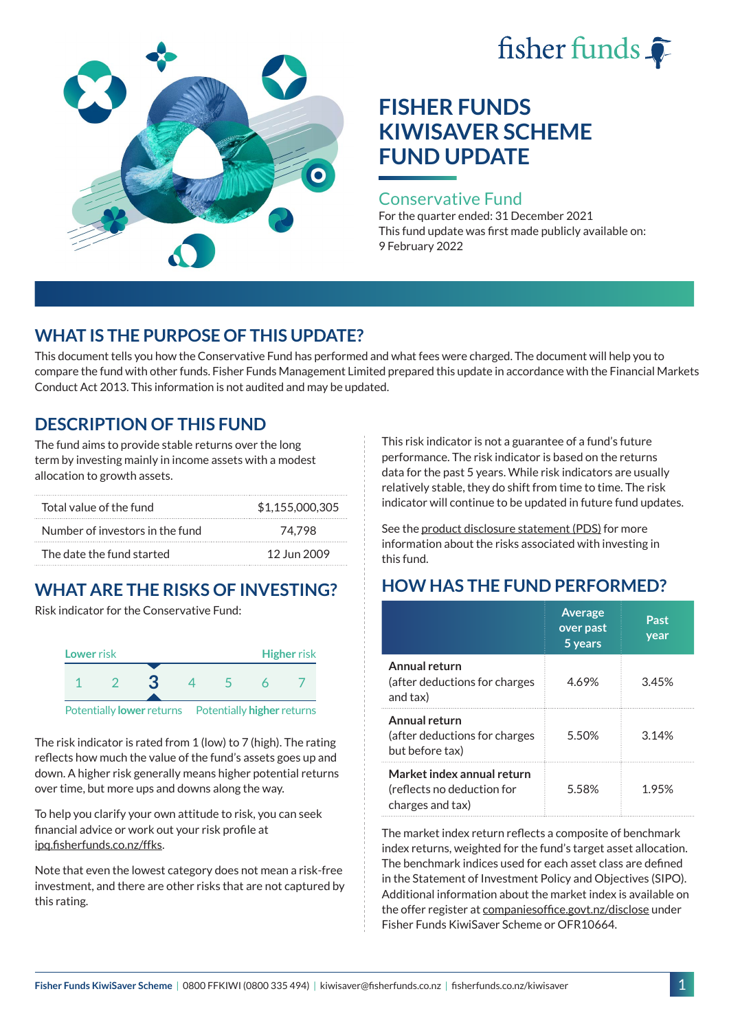fisher funds

# FISHER FUNDS KIWISAVER SCHEME FUND UPDATE

## Conservative Fund

For the quarter ended: 31 December 2021
This fund update was first made publicly available on: 9 February 2022

## WHAT IS THE PURPOSE OF THIS UPDATE?

This document tells you how the Conservative Fund has performed and what fees were charged. The document will help you to compare the fund with other funds. Fisher Funds Management Limited prepared this update in accordance with the Financial Markets Conduct Act 2013. This information is not audited and may be updated.

## DESCRIPTION OF THIS FUND

The fund aims to provide stable returns over the long term by investing mainly in income assets with a modest allocation to growth assets.

| | |
|---|---|
| Total value of the fund | $1,155,000,305 |
| Number of investors in the fund | 74,798 |
| The date the fund started | 12 Jun 2009 |

## WHAT ARE THE RISKS OF INVESTING?

Risk indicator for the Conservative Fund:

Lower risk — Higher risk

1 2 **3** 4 5 6 7

Potentially **lower** returns — Potentially **higher** returns

The risk indicator is rated from 1 (low) to 7 (high). The rating reflects how much the value of the fund's assets goes up and down. A higher risk generally means higher potential returns over time, but more ups and downs along the way.

To help you clarify your own attitude to risk, you can seek financial advice or work out your risk profile at ipq.fisherfunds.co.nz/ffks.

Note that even the lowest category does not mean a risk-free investment, and there are other risks that are not captured by this rating.

This risk indicator is not a guarantee of a fund's future performance. The risk indicator is based on the returns data for the past 5 years. While risk indicators are usually relatively stable, they do shift from time to time. The risk indicator will continue to be updated in future fund updates.

See the product disclosure statement (PDS) for more information about the risks associated with investing in this fund.

## HOW HAS THE FUND PERFORMED?

| | Average over past 5 years | Past year |
|---|---|---|
| **Annual return** (after deductions for charges and tax) | 4.69% | 3.45% |
| **Annual return** (after deductions for charges but before tax) | 5.50% | 3.14% |
| **Market index annual return** (reflects no deduction for charges and tax) | 5.58% | 1.95% |

The market index return reflects a composite of benchmark index returns, weighted for the fund's target asset allocation. The benchmark indices used for each asset class are defined in the Statement of Investment Policy and Objectives (SIPO). Additional information about the market index is available on the offer register at companiesoffice.govt.nz/disclose under Fisher Funds KiwiSaver Scheme or OFR10664.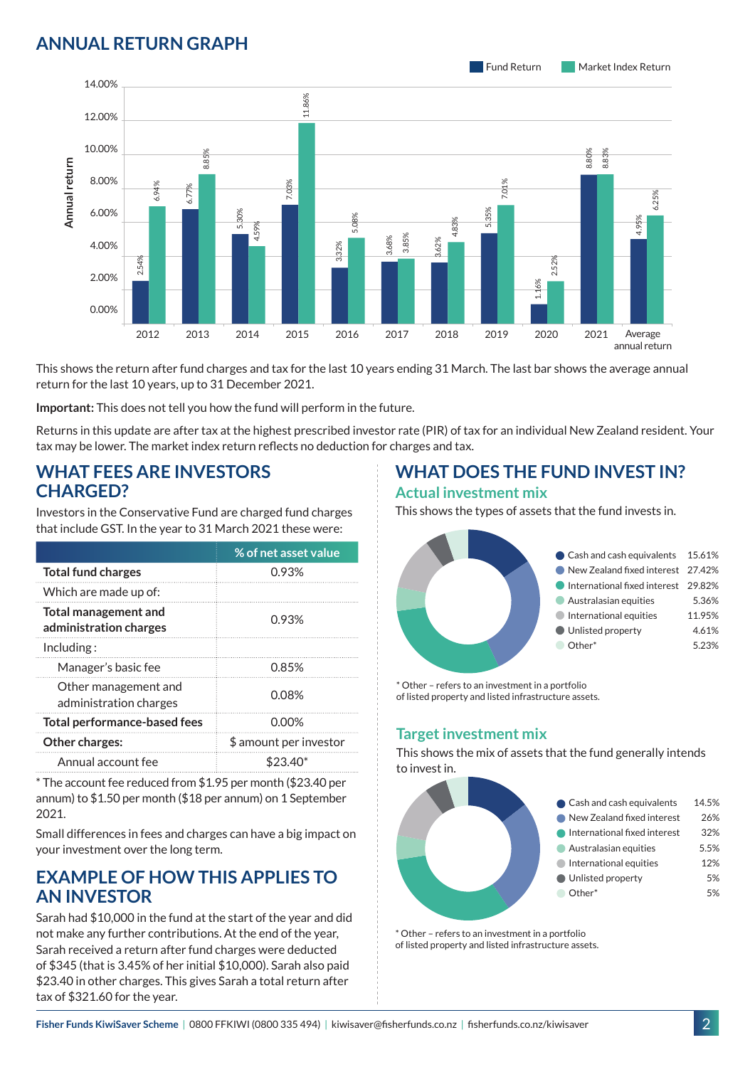## ANNUAL RETURN GRAPH

| Year | Fund Return | Market Index Return |
|---|---|---|
| 2012 | 2.54% | 6.94% |
| 2013 | 6.77% | 8.85% |
| 2014 | 5.30% | 4.59% |
| 2015 | 7.03% | 11.86% |
| 2016 | 3.32% | 5.08% |
| 2017 | 3.68% | 3.85% |
| 2018 | 3.62% | 4.83% |
| 2019 | 5.35% | 7.01% |
| 2020 | 1.16% | 2.52% |
| 2021 | 8.80% | 8.83% |
| Average annual return | 4.95% | 6.25% |

This shows the return after fund charges and tax for the last 10 years ending 31 March. The last bar shows the average annual return for the last 10 years, up to 31 December 2021.

**Important:** This does not tell you how the fund will perform in the future.

Returns in this update are after tax at the highest prescribed investor rate (PIR) of tax for an individual New Zealand resident. Your tax may be lower. The market index return reflects no deduction for charges and tax.

## WHAT FEES ARE INVESTORS CHARGED?

Investors in the Conservative Fund are charged fund charges that include GST. In the year to 31 March 2021 these were:

| | % of net asset value |
|---|---|
| **Total fund charges** | 0.93% |
| Which are made up of: | |
| **Total management and administration charges** | 0.93% |
| Including: | |
| Manager's basic fee | 0.85% |
| Other management and administration charges | 0.08% |
| **Total performance-based fees** | 0.00% |
| **Other charges:** | $ amount per investor |
| Annual account fee | $23.40* |

* The account fee reduced from $1.95 per month ($23.40 per annum) to $1.50 per month ($18 per annum) on 1 September 2021.

Small differences in fees and charges can have a big impact on your investment over the long term.

## EXAMPLE OF HOW THIS APPLIES TO AN INVESTOR

Sarah had $10,000 in the fund at the start of the year and did not make any further contributions. At the end of the year, Sarah received a return after fund charges were deducted of $345 (that is 3.45% of her initial $10,000). Sarah also paid $23.40 in other charges. This gives Sarah a total return after tax of $321.60 for the year.

## WHAT DOES THE FUND INVEST IN?

### Actual investment mix

This shows the types of assets that the fund invests in.

| Asset type | % |
|---|---|
| Cash and cash equivalents | 15.61% |
| New Zealand fixed interest | 27.42% |
| International fixed interest | 29.82% |
| Australasian equities | 5.36% |
| International equities | 11.95% |
| Unlisted property | 4.61% |
| Other* | 5.23% |

* Other – refers to an investment in a portfolio of listed property and listed infrastructure assets.

### Target investment mix

This shows the mix of assets that the fund generally intends to invest in.

| Asset type | % |
|---|---|
| Cash and cash equivalents | 14.5% |
| New Zealand fixed interest | 26% |
| International fixed interest | 32% |
| Australasian equities | 5.5% |
| International equities | 12% |
| Unlisted property | 5% |
| Other* | 5% |

* Other – refers to an investment in a portfolio of listed property and listed infrastructure assets.

**Fisher Funds KiwiSaver Scheme** | 0800 FFKIWI (0800 335 494) | kiwisaver@fisherfunds.co.nz | fisherfunds.co.nz/kiwisaver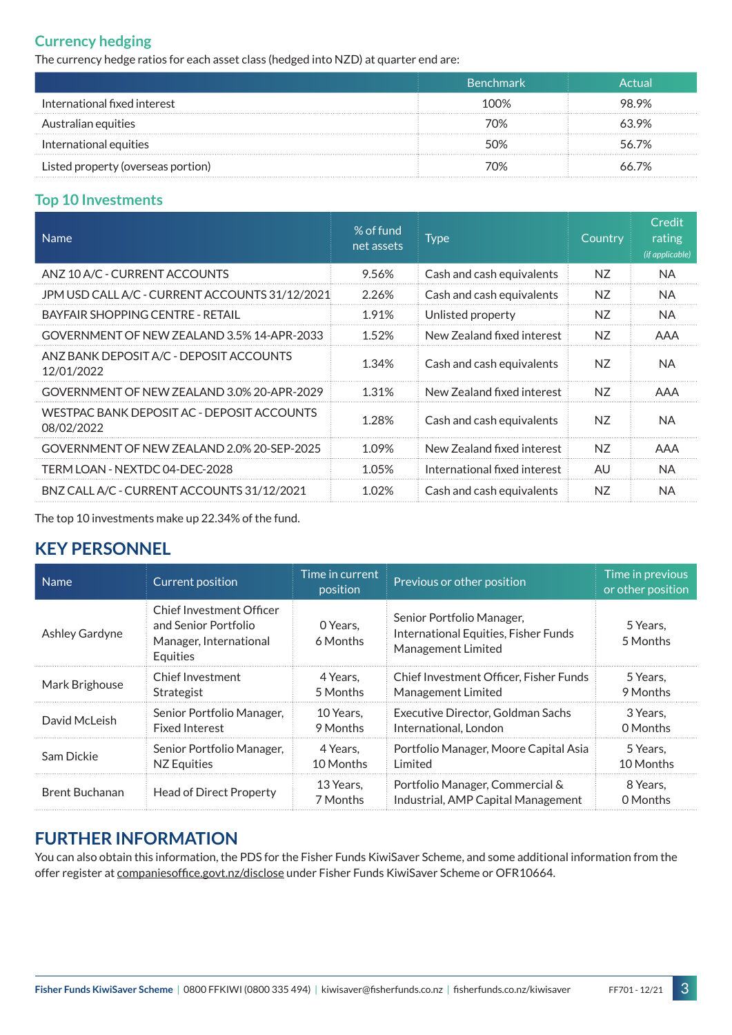## Currency hedging

The currency hedge ratios for each asset class (hedged into NZD) at quarter end are:

| | Benchmark | Actual |
|---|---|---|
| International fixed interest | 100% | 98.9% |
| Australian equities | 70% | 63.9% |
| International equities | 50% | 56.7% |
| Listed property (overseas portion) | 70% | 66.7% |

## Top 10 Investments

| Name | % of fund net assets | Type | Country | Credit rating *(if applicable)* |
|---|---|---|---|---|
| ANZ 10 A/C - CURRENT ACCOUNTS | 9.56% | Cash and cash equivalents | NZ | NA |
| JPM USD CALL A/C - CURRENT ACCOUNTS 31/12/2021 | 2.26% | Cash and cash equivalents | NZ | NA |
| BAYFAIR SHOPPING CENTRE - RETAIL | 1.91% | Unlisted property | NZ | NA |
| GOVERNMENT OF NEW ZEALAND 3.5% 14-APR-2033 | 1.52% | New Zealand fixed interest | NZ | AAA |
| ANZ BANK DEPOSIT A/C - DEPOSIT ACCOUNTS 12/01/2022 | 1.34% | Cash and cash equivalents | NZ | NA |
| GOVERNMENT OF NEW ZEALAND 3.0% 20-APR-2029 | 1.31% | New Zealand fixed interest | NZ | AAA |
| WESTPAC BANK DEPOSIT AC - DEPOSIT ACCOUNTS 08/02/2022 | 1.28% | Cash and cash equivalents | NZ | NA |
| GOVERNMENT OF NEW ZEALAND 2.0% 20-SEP-2025 | 1.09% | New Zealand fixed interest | NZ | AAA |
| TERM LOAN - NEXTDC 04-DEC-2028 | 1.05% | International fixed interest | AU | NA |
| BNZ CALL A/C - CURRENT ACCOUNTS 31/12/2021 | 1.02% | Cash and cash equivalents | NZ | NA |

The top 10 investments make up 22.34% of the fund.

## KEY PERSONNEL

| Name | Current position | Time in current position | Previous or other position | Time in previous or other position |
|---|---|---|---|---|
| Ashley Gardyne | Chief Investment Officer and Senior Portfolio Manager, International Equities | 0 Years, 6 Months | Senior Portfolio Manager, International Equities, Fisher Funds Management Limited | 5 Years, 5 Months |
| Mark Brighouse | Chief Investment Strategist | 4 Years, 5 Months | Chief Investment Officer, Fisher Funds Management Limited | 5 Years, 9 Months |
| David McLeish | Senior Portfolio Manager, Fixed Interest | 10 Years, 9 Months | Executive Director, Goldman Sachs International, London | 3 Years, 0 Months |
| Sam Dickie | Senior Portfolio Manager, NZ Equities | 4 Years, 10 Months | Portfolio Manager, Moore Capital Asia Limited | 5 Years, 10 Months |
| Brent Buchanan | Head of Direct Property | 13 Years, 7 Months | Portfolio Manager, Commercial & Industrial, AMP Capital Management | 8 Years, 0 Months |

## FURTHER INFORMATION

You can also obtain this information, the PDS for the Fisher Funds KiwiSaver Scheme, and some additional information from the offer register at companiesoffice.govt.nz/disclose under Fisher Funds KiwiSaver Scheme or OFR10664.

**Fisher Funds KiwiSaver Scheme** | 0800 FFKIWI (0800 335 494) | kiwisaver@fisherfunds.co.nz | fisherfunds.co.nz/kiwisaver FF701 - 12/21